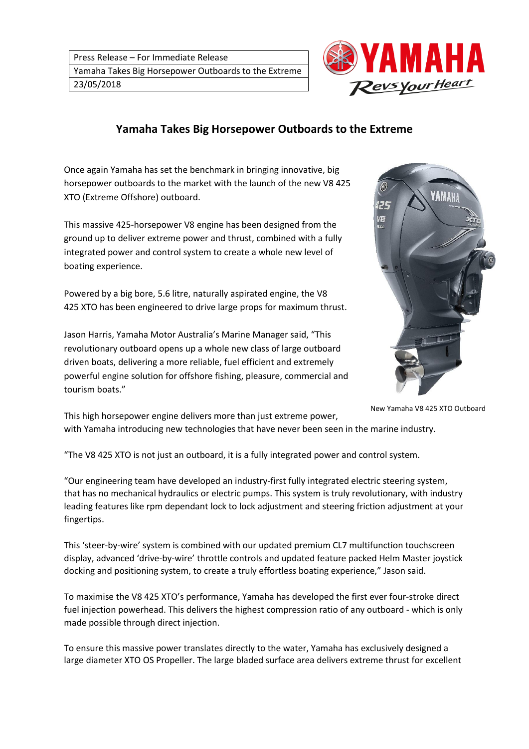| Press Release – For Immediate Release |
| --- |
| Yamaha Takes Big Horsepower Outboards to the Extreme |
| 23/05/2018 |

# Yamaha Takes Big Horsepower Outboards to the Extreme

Once again Yamaha has set the benchmark in bringing innovative, big horsepower outboards to the market with the launch of the new V8 425 XTO (Extreme Offshore) outboard.

This massive 425-horsepower V8 engine has been designed from the ground up to deliver extreme power and thrust, combined with a fully integrated power and control system to create a whole new level of boating experience.

Powered by a big bore, 5.6 litre, naturally aspirated engine, the V8 425 XTO has been engineered to drive large props for maximum thrust.

Jason Harris, Yamaha Motor Australia's Marine Manager said, "This revolutionary outboard opens up a whole new class of large outboard driven boats, delivering a more reliable, fuel efficient and extremely powerful engine solution for offshore fishing, pleasure, commercial and tourism boats."

New Yamaha V8 425 XTO Outboard

This high horsepower engine delivers more than just extreme power, with Yamaha introducing new technologies that have never been seen in the marine industry.

"The V8 425 XTO is not just an outboard, it is a fully integrated power and control system.

"Our engineering team have developed an industry-first fully integrated electric steering system, that has no mechanical hydraulics or electric pumps. This system is truly revolutionary, with industry leading features like rpm dependant lock to lock adjustment and steering friction adjustment at your fingertips.

This 'steer-by-wire' system is combined with our updated premium CL7 multifunction touchscreen display, advanced 'drive-by-wire' throttle controls and updated feature packed Helm Master joystick docking and positioning system, to create a truly effortless boating experience," Jason said.

To maximise the V8 425 XTO's performance, Yamaha has developed the first ever four-stroke direct fuel injection powerhead. This delivers the highest compression ratio of any outboard - which is only made possible through direct injection.

To ensure this massive power translates directly to the water, Yamaha has exclusively designed a large diameter XTO OS Propeller. The large bladed surface area delivers extreme thrust for excellent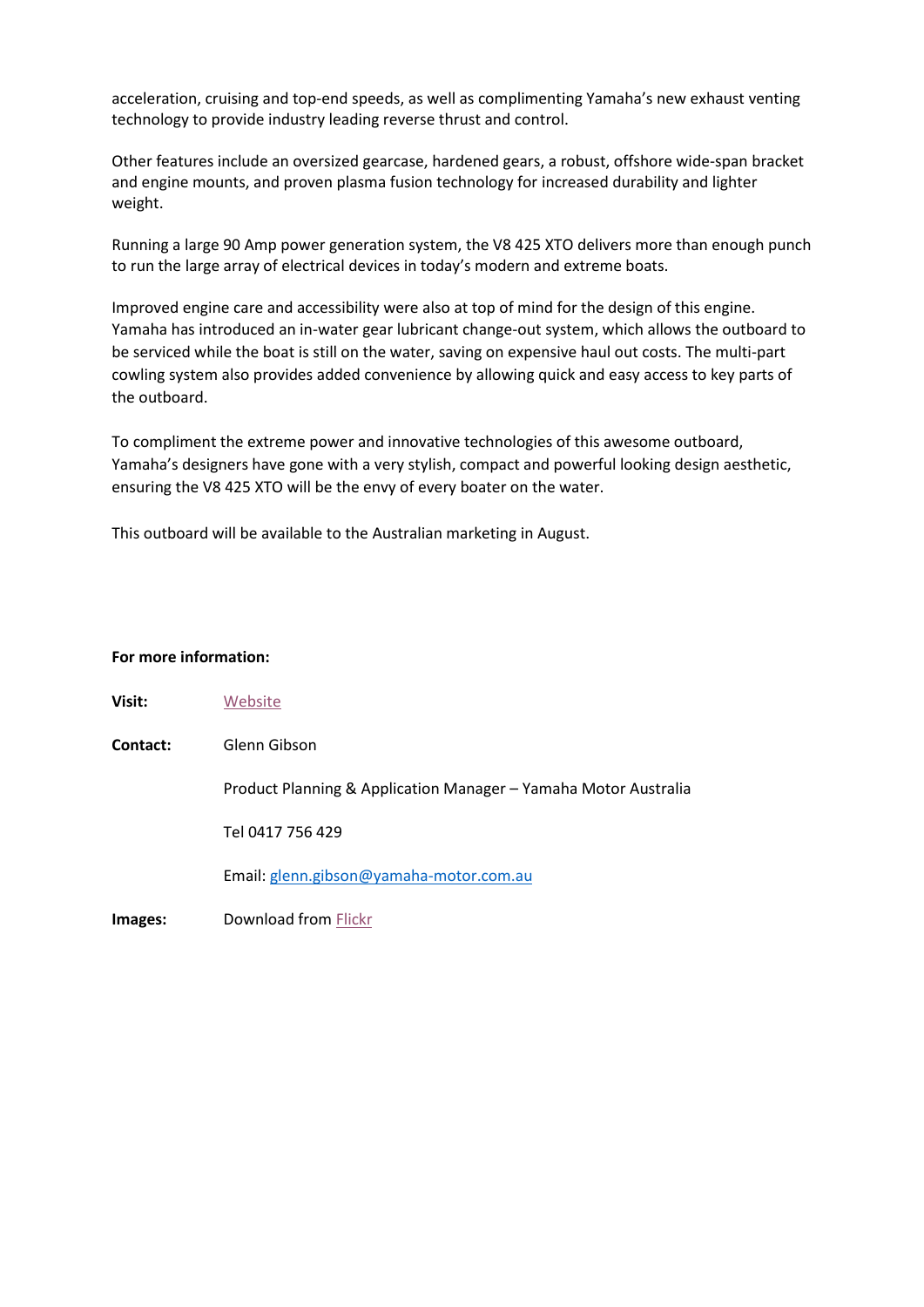acceleration, cruising and top-end speeds, as well as complimenting Yamaha's new exhaust venting technology to provide industry leading reverse thrust and control.

Other features include an oversized gearcase, hardened gears, a robust, offshore wide-span bracket and engine mounts, and proven plasma fusion technology for increased durability and lighter weight.

Running a large 90 Amp power generation system, the V8 425 XTO delivers more than enough punch to run the large array of electrical devices in today's modern and extreme boats.

Improved engine care and accessibility were also at top of mind for the design of this engine. Yamaha has introduced an in-water gear lubricant change-out system, which allows the outboard to be serviced while the boat is still on the water, saving on expensive haul out costs. The multi-part cowling system also provides added convenience by allowing quick and easy access to key parts of the outboard.

To compliment the extreme power and innovative technologies of this awesome outboard, Yamaha's designers have gone with a very stylish, compact and powerful looking design aesthetic, ensuring the V8 425 XTO will be the envy of every boater on the water.

This outboard will be available to the Australian marketing in August.

**For more information:**

**Visit:** Website

**Contact:** Glenn Gibson

Product Planning & Application Manager – Yamaha Motor Australia

Tel 0417 756 429

Email: glenn.gibson@yamaha-motor.com.au

**Images:** Download from Flickr